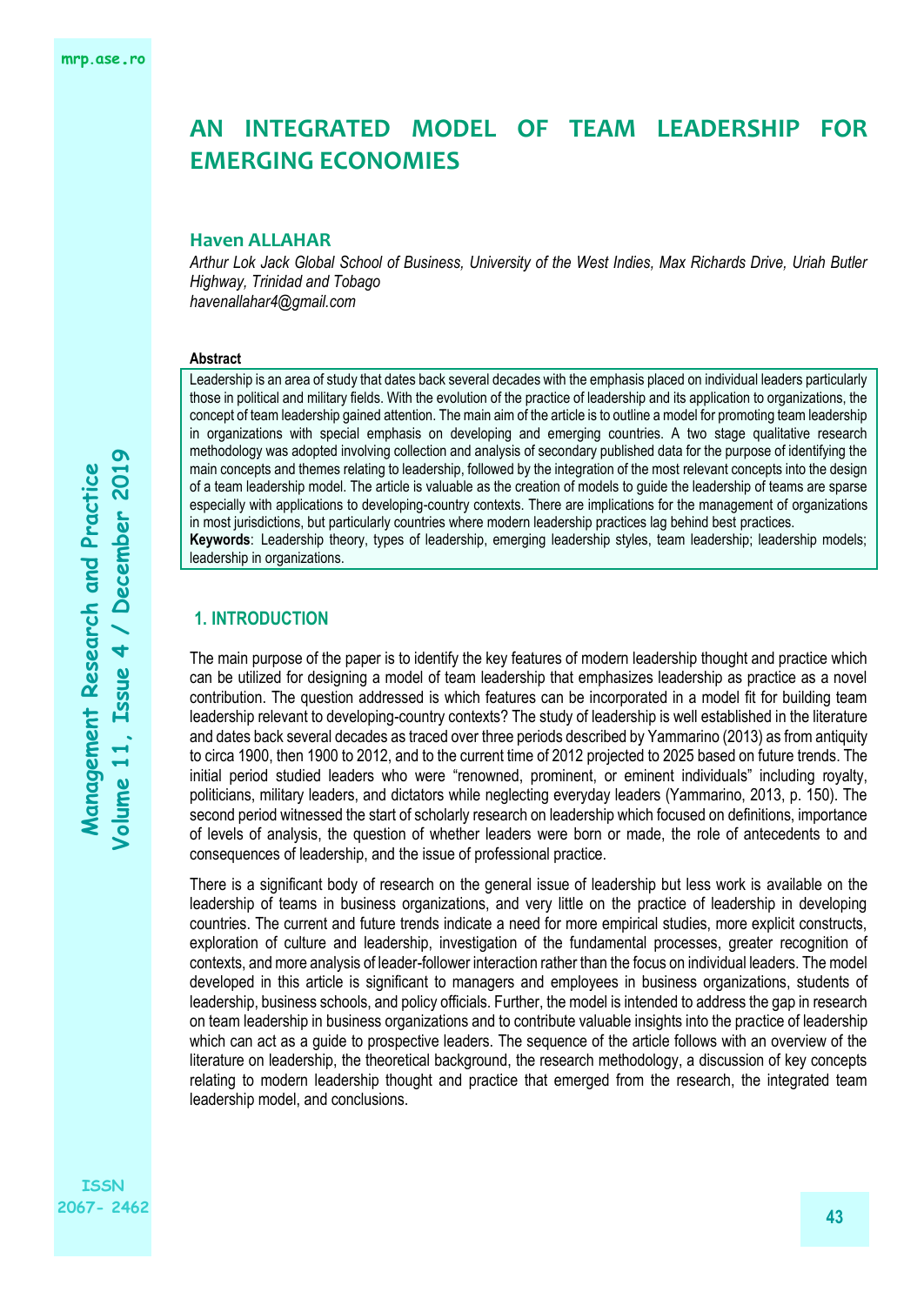# AN INTEGRATED MODEL OF TEAM LEADERSHIP FOR EMERGING ECONOMIES

**Haven ALLAHAR**

*Arthur Lok Jack Global School of Business, University of the West Indies, Max Richards Drive, Uriah Butler Highway, Trinidad and Tobago*
*havenallahar4@gmail.com*

**Abstract**

Leadership is an area of study that dates back several decades with the emphasis placed on individual leaders particularly those in political and military fields. With the evolution of the practice of leadership and its application to organizations, the concept of team leadership gained attention. The main aim of the article is to outline a model for promoting team leadership in organizations with special emphasis on developing and emerging countries. A two stage qualitative research methodology was adopted involving collection and analysis of secondary published data for the purpose of identifying the main concepts and themes relating to leadership, followed by the integration of the most relevant concepts into the design of a team leadership model. The article is valuable as the creation of models to guide the leadership of teams are sparse especially with applications to developing-country contexts. There are implications for the management of organizations in most jurisdictions, but particularly countries where modern leadership practices lag behind best practices.

**Keywords**: Leadership theory, types of leadership, emerging leadership styles, team leadership; leadership models; leadership in organizations.

## 1. INTRODUCTION

The main purpose of the paper is to identify the key features of modern leadership thought and practice which can be utilized for designing a model of team leadership that emphasizes leadership as practice as a novel contribution. The question addressed is which features can be incorporated in a model fit for building team leadership relevant to developing-country contexts? The study of leadership is well established in the literature and dates back several decades as traced over three periods described by Yammarino (2013) as from antiquity to circa 1900, then 1900 to 2012, and to the current time of 2012 projected to 2025 based on future trends. The initial period studied leaders who were "renowned, prominent, or eminent individuals" including royalty, politicians, military leaders, and dictators while neglecting everyday leaders (Yammarino, 2013, p. 150). The second period witnessed the start of scholarly research on leadership which focused on definitions, importance of levels of analysis, the question of whether leaders were born or made, the role of antecedents to and consequences of leadership, and the issue of professional practice.

There is a significant body of research on the general issue of leadership but less work is available on the leadership of teams in business organizations, and very little on the practice of leadership in developing countries. The current and future trends indicate a need for more empirical studies, more explicit constructs, exploration of culture and leadership, investigation of the fundamental processes, greater recognition of contexts, and more analysis of leader-follower interaction rather than the focus on individual leaders. The model developed in this article is significant to managers and employees in business organizations, students of leadership, business schools, and policy officials. Further, the model is intended to address the gap in research on team leadership in business organizations and to contribute valuable insights into the practice of leadership which can act as a guide to prospective leaders. The sequence of the article follows with an overview of the literature on leadership, the theoretical background, the research methodology, a discussion of key concepts relating to modern leadership thought and practice that emerged from the research, the integrated team leadership model, and conclusions.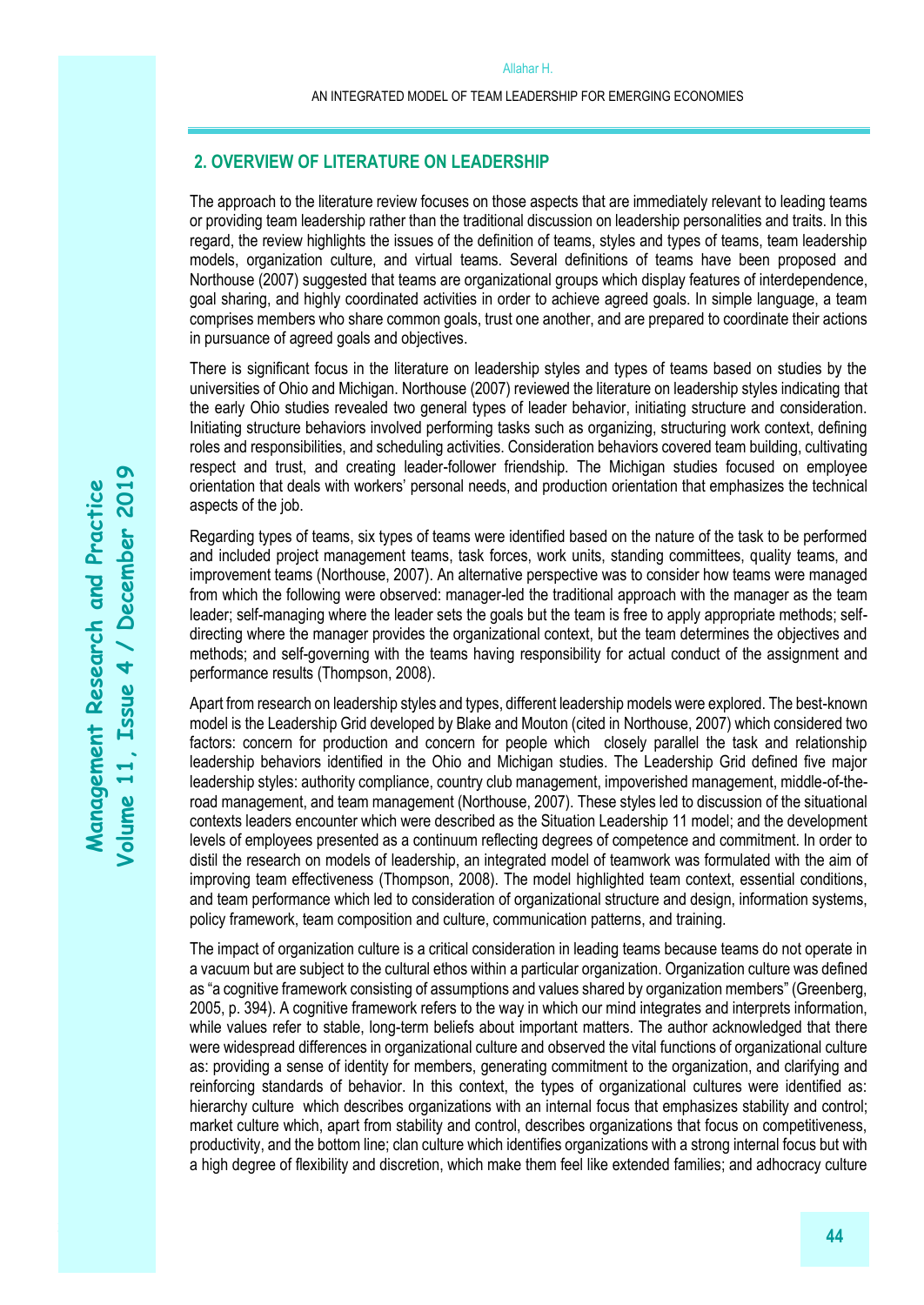## 2. OVERVIEW OF LITERATURE ON LEADERSHIP

The approach to the literature review focuses on those aspects that are immediately relevant to leading teams or providing team leadership rather than the traditional discussion on leadership personalities and traits. In this regard, the review highlights the issues of the definition of teams, styles and types of teams, team leadership models, organization culture, and virtual teams. Several definitions of teams have been proposed and Northouse (2007) suggested that teams are organizational groups which display features of interdependence, goal sharing, and highly coordinated activities in order to achieve agreed goals. In simple language, a team comprises members who share common goals, trust one another, and are prepared to coordinate their actions in pursuance of agreed goals and objectives.

There is significant focus in the literature on leadership styles and types of teams based on studies by the universities of Ohio and Michigan. Northouse (2007) reviewed the literature on leadership styles indicating that the early Ohio studies revealed two general types of leader behavior, initiating structure and consideration. Initiating structure behaviors involved performing tasks such as organizing, structuring work context, defining roles and responsibilities, and scheduling activities. Consideration behaviors covered team building, cultivating respect and trust, and creating leader-follower friendship. The Michigan studies focused on employee orientation that deals with workers' personal needs, and production orientation that emphasizes the technical aspects of the job.

Regarding types of teams, six types of teams were identified based on the nature of the task to be performed and included project management teams, task forces, work units, standing committees, quality teams, and improvement teams (Northouse, 2007). An alternative perspective was to consider how teams were managed from which the following were observed: manager-led the traditional approach with the manager as the team leader; self-managing where the leader sets the goals but the team is free to apply appropriate methods; self-directing where the manager provides the organizational context, but the team determines the objectives and methods; and self-governing with the teams having responsibility for actual conduct of the assignment and performance results (Thompson, 2008).

Apart from research on leadership styles and types, different leadership models were explored. The best-known model is the Leadership Grid developed by Blake and Mouton (cited in Northouse, 2007) which considered two factors: concern for production and concern for people which closely parallel the task and relationship leadership behaviors identified in the Ohio and Michigan studies. The Leadership Grid defined five major leadership styles: authority compliance, country club management, impoverished management, middle-of-the-road management, and team management (Northouse, 2007). These styles led to discussion of the situational contexts leaders encounter which were described as the Situation Leadership 11 model; and the development levels of employees presented as a continuum reflecting degrees of competence and commitment. In order to distil the research on models of leadership, an integrated model of teamwork was formulated with the aim of improving team effectiveness (Thompson, 2008). The model highlighted team context, essential conditions, and team performance which led to consideration of organizational structure and design, information systems, policy framework, team composition and culture, communication patterns, and training.

The impact of organization culture is a critical consideration in leading teams because teams do not operate in a vacuum but are subject to the cultural ethos within a particular organization. Organization culture was defined as "a cognitive framework consisting of assumptions and values shared by organization members" (Greenberg, 2005, p. 394). A cognitive framework refers to the way in which our mind integrates and interprets information, while values refer to stable, long-term beliefs about important matters. The author acknowledged that there were widespread differences in organizational culture and observed the vital functions of organizational culture as: providing a sense of identity for members, generating commitment to the organization, and clarifying and reinforcing standards of behavior. In this context, the types of organizational cultures were identified as: hierarchy culture which describes organizations with an internal focus that emphasizes stability and control; market culture which, apart from stability and control, describes organizations that focus on competitiveness, productivity, and the bottom line; clan culture which identifies organizations with a strong internal focus but with a high degree of flexibility and discretion, which make them feel like extended families; and adhocracy culture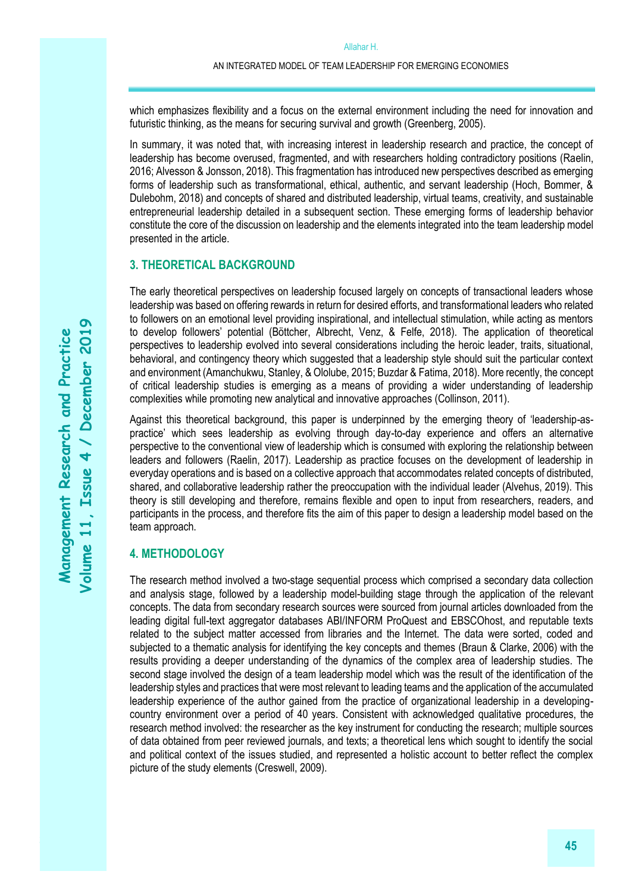which emphasizes flexibility and a focus on the external environment including the need for innovation and futuristic thinking, as the means for securing survival and growth (Greenberg, 2005).

In summary, it was noted that, with increasing interest in leadership research and practice, the concept of leadership has become overused, fragmented, and with researchers holding contradictory positions (Raelin, 2016; Alvesson & Jonsson, 2018). This fragmentation has introduced new perspectives described as emerging forms of leadership such as transformational, ethical, authentic, and servant leadership (Hoch, Bommer, & Dulebohm, 2018) and concepts of shared and distributed leadership, virtual teams, creativity, and sustainable entrepreneurial leadership detailed in a subsequent section. These emerging forms of leadership behavior constitute the core of the discussion on leadership and the elements integrated into the team leadership model presented in the article.

## 3. THEORETICAL BACKGROUND

The early theoretical perspectives on leadership focused largely on concepts of transactional leaders whose leadership was based on offering rewards in return for desired efforts, and transformational leaders who related to followers on an emotional level providing inspirational, and intellectual stimulation, while acting as mentors to develop followers' potential (Böttcher, Albrecht, Venz, & Felfe, 2018). The application of theoretical perspectives to leadership evolved into several considerations including the heroic leader, traits, situational, behavioral, and contingency theory which suggested that a leadership style should suit the particular context and environment (Amanchukwu, Stanley, & Ololube, 2015; Buzdar & Fatima, 2018). More recently, the concept of critical leadership studies is emerging as a means of providing a wider understanding of leadership complexities while promoting new analytical and innovative approaches (Collinson, 2011).

Against this theoretical background, this paper is underpinned by the emerging theory of 'leadership-as-practice' which sees leadership as evolving through day-to-day experience and offers an alternative perspective to the conventional view of leadership which is consumed with exploring the relationship between leaders and followers (Raelin, 2017). Leadership as practice focuses on the development of leadership in everyday operations and is based on a collective approach that accommodates related concepts of distributed, shared, and collaborative leadership rather the preoccupation with the individual leader (Alvehus, 2019). This theory is still developing and therefore, remains flexible and open to input from researchers, readers, and participants in the process, and therefore fits the aim of this paper to design a leadership model based on the team approach.

## 4. METHODOLOGY

The research method involved a two-stage sequential process which comprised a secondary data collection and analysis stage, followed by a leadership model-building stage through the application of the relevant concepts. The data from secondary research sources were sourced from journal articles downloaded from the leading digital full-text aggregator databases ABI/INFORM ProQuest and EBSCOhost, and reputable texts related to the subject matter accessed from libraries and the Internet. The data were sorted, coded and subjected to a thematic analysis for identifying the key concepts and themes (Braun & Clarke, 2006) with the results providing a deeper understanding of the dynamics of the complex area of leadership studies. The second stage involved the design of a team leadership model which was the result of the identification of the leadership styles and practices that were most relevant to leading teams and the application of the accumulated leadership experience of the author gained from the practice of organizational leadership in a developing-country environment over a period of 40 years. Consistent with acknowledged qualitative procedures, the research method involved: the researcher as the key instrument for conducting the research; multiple sources of data obtained from peer reviewed journals, and texts; a theoretical lens which sought to identify the social and political context of the issues studied, and represented a holistic account to better reflect the complex picture of the study elements (Creswell, 2009).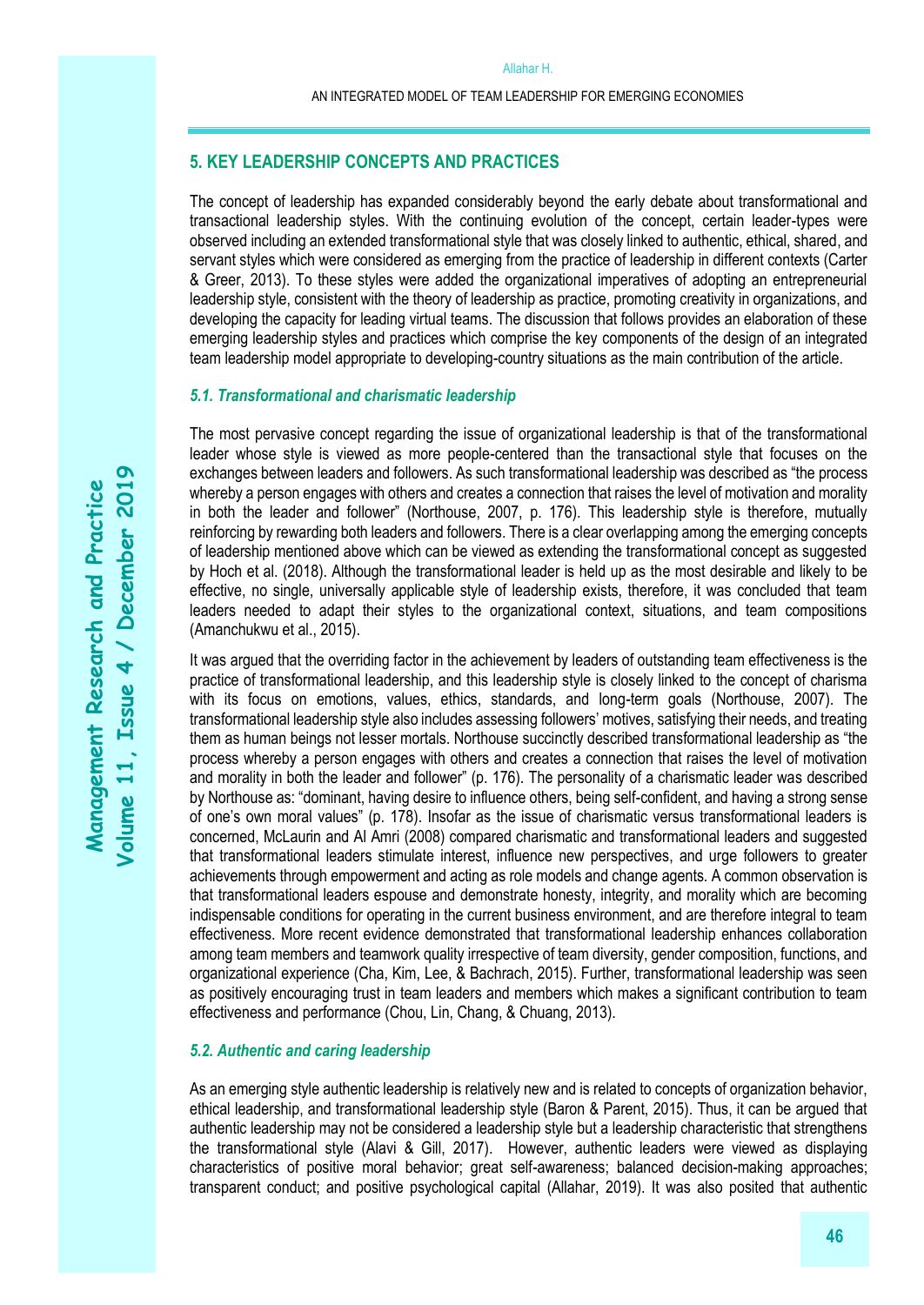## 5. KEY LEADERSHIP CONCEPTS AND PRACTICES

The concept of leadership has expanded considerably beyond the early debate about transformational and transactional leadership styles. With the continuing evolution of the concept, certain leader-types were observed including an extended transformational style that was closely linked to authentic, ethical, shared, and servant styles which were considered as emerging from the practice of leadership in different contexts (Carter & Greer, 2013). To these styles were added the organizational imperatives of adopting an entrepreneurial leadership style, consistent with the theory of leadership as practice, promoting creativity in organizations, and developing the capacity for leading virtual teams. The discussion that follows provides an elaboration of these emerging leadership styles and practices which comprise the key components of the design of an integrated team leadership model appropriate to developing-country situations as the main contribution of the article.

### *5.1. Transformational and charismatic leadership*

The most pervasive concept regarding the issue of organizational leadership is that of the transformational leader whose style is viewed as more people-centered than the transactional style that focuses on the exchanges between leaders and followers. As such transformational leadership was described as "the process whereby a person engages with others and creates a connection that raises the level of motivation and morality in both the leader and follower" (Northouse, 2007, p. 176). This leadership style is therefore, mutually reinforcing by rewarding both leaders and followers. There is a clear overlapping among the emerging concepts of leadership mentioned above which can be viewed as extending the transformational concept as suggested by Hoch et al. (2018). Although the transformational leader is held up as the most desirable and likely to be effective, no single, universally applicable style of leadership exists, therefore, it was concluded that team leaders needed to adapt their styles to the organizational context, situations, and team compositions (Amanchukwu et al., 2015).

It was argued that the overriding factor in the achievement by leaders of outstanding team effectiveness is the practice of transformational leadership, and this leadership style is closely linked to the concept of charisma with its focus on emotions, values, ethics, standards, and long-term goals (Northouse, 2007). The transformational leadership style also includes assessing followers' motives, satisfying their needs, and treating them as human beings not lesser mortals. Northouse succinctly described transformational leadership as "the process whereby a person engages with others and creates a connection that raises the level of motivation and morality in both the leader and follower" (p. 176). The personality of a charismatic leader was described by Northouse as: "dominant, having desire to influence others, being self-confident, and having a strong sense of one's own moral values" (p. 178). Insofar as the issue of charismatic versus transformational leaders is concerned, McLaurin and Al Amri (2008) compared charismatic and transformational leaders and suggested that transformational leaders stimulate interest, influence new perspectives, and urge followers to greater achievements through empowerment and acting as role models and change agents. A common observation is that transformational leaders espouse and demonstrate honesty, integrity, and morality which are becoming indispensable conditions for operating in the current business environment, and are therefore integral to team effectiveness. More recent evidence demonstrated that transformational leadership enhances collaboration among team members and teamwork quality irrespective of team diversity, gender composition, functions, and organizational experience (Cha, Kim, Lee, & Bachrach, 2015). Further, transformational leadership was seen as positively encouraging trust in team leaders and members which makes a significant contribution to team effectiveness and performance (Chou, Lin, Chang, & Chuang, 2013).

### *5.2. Authentic and caring leadership*

As an emerging style authentic leadership is relatively new and is related to concepts of organization behavior, ethical leadership, and transformational leadership style (Baron & Parent, 2015). Thus, it can be argued that authentic leadership may not be considered a leadership style but a leadership characteristic that strengthens the transformational style (Alavi & Gill, 2017). However, authentic leaders were viewed as displaying characteristics of positive moral behavior; great self-awareness; balanced decision-making approaches; transparent conduct; and positive psychological capital (Allahar, 2019). It was also posited that authentic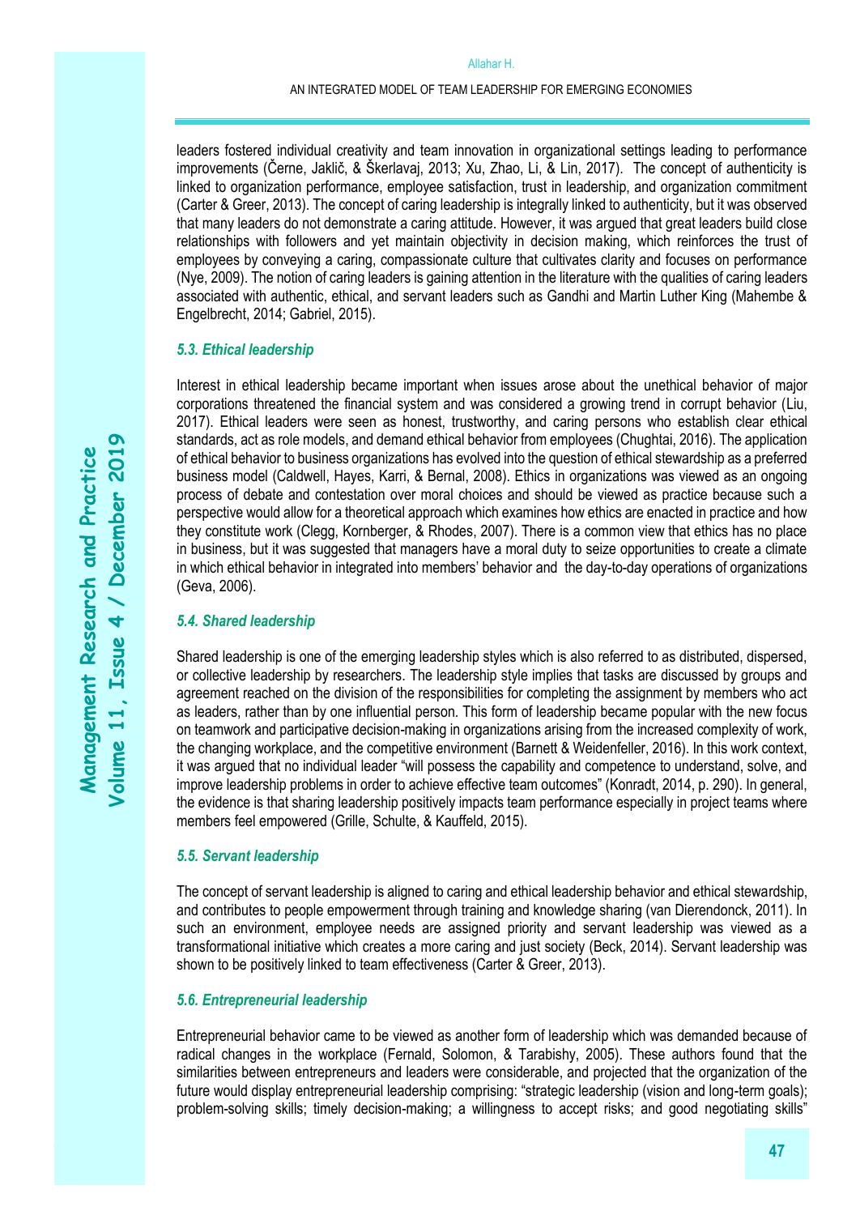leaders fostered individual creativity and team innovation in organizational settings leading to performance improvements (Černe, Jaklič, & Škerlavaj, 2013; Xu, Zhao, Li, & Lin, 2017). The concept of authenticity is linked to organization performance, employee satisfaction, trust in leadership, and organization commitment (Carter & Greer, 2013). The concept of caring leadership is integrally linked to authenticity, but it was observed that many leaders do not demonstrate a caring attitude. However, it was argued that great leaders build close relationships with followers and yet maintain objectivity in decision making, which reinforces the trust of employees by conveying a caring, compassionate culture that cultivates clarity and focuses on performance (Nye, 2009). The notion of caring leaders is gaining attention in the literature with the qualities of caring leaders associated with authentic, ethical, and servant leaders such as Gandhi and Martin Luther King (Mahembe & Engelbrecht, 2014; Gabriel, 2015).

### *5.3. Ethical leadership*

Interest in ethical leadership became important when issues arose about the unethical behavior of major corporations threatened the financial system and was considered a growing trend in corrupt behavior (Liu, 2017). Ethical leaders were seen as honest, trustworthy, and caring persons who establish clear ethical standards, act as role models, and demand ethical behavior from employees (Chughtai, 2016). The application of ethical behavior to business organizations has evolved into the question of ethical stewardship as a preferred business model (Caldwell, Hayes, Karri, & Bernal, 2008). Ethics in organizations was viewed as an ongoing process of debate and contestation over moral choices and should be viewed as practice because such a perspective would allow for a theoretical approach which examines how ethics are enacted in practice and how they constitute work (Clegg, Kornberger, & Rhodes, 2007). There is a common view that ethics has no place in business, but it was suggested that managers have a moral duty to seize opportunities to create a climate in which ethical behavior in integrated into members' behavior and the day-to-day operations of organizations (Geva, 2006).

### *5.4. Shared leadership*

Shared leadership is one of the emerging leadership styles which is also referred to as distributed, dispersed, or collective leadership by researchers. The leadership style implies that tasks are discussed by groups and agreement reached on the division of the responsibilities for completing the assignment by members who act as leaders, rather than by one influential person. This form of leadership became popular with the new focus on teamwork and participative decision-making in organizations arising from the increased complexity of work, the changing workplace, and the competitive environment (Barnett & Weidenfeller, 2016). In this work context, it was argued that no individual leader "will possess the capability and competence to understand, solve, and improve leadership problems in order to achieve effective team outcomes" (Konradt, 2014, p. 290). In general, the evidence is that sharing leadership positively impacts team performance especially in project teams where members feel empowered (Grille, Schulte, & Kauffeld, 2015).

### *5.5. Servant leadership*

The concept of servant leadership is aligned to caring and ethical leadership behavior and ethical stewardship, and contributes to people empowerment through training and knowledge sharing (van Dierendonck, 2011). In such an environment, employee needs are assigned priority and servant leadership was viewed as a transformational initiative which creates a more caring and just society (Beck, 2014). Servant leadership was shown to be positively linked to team effectiveness (Carter & Greer, 2013).

### *5.6. Entrepreneurial leadership*

Entrepreneurial behavior came to be viewed as another form of leadership which was demanded because of radical changes in the workplace (Fernald, Solomon, & Tarabishy, 2005). These authors found that the similarities between entrepreneurs and leaders were considerable, and projected that the organization of the future would display entrepreneurial leadership comprising: "strategic leadership (vision and long-term goals); problem-solving skills; timely decision-making; a willingness to accept risks; and good negotiating skills"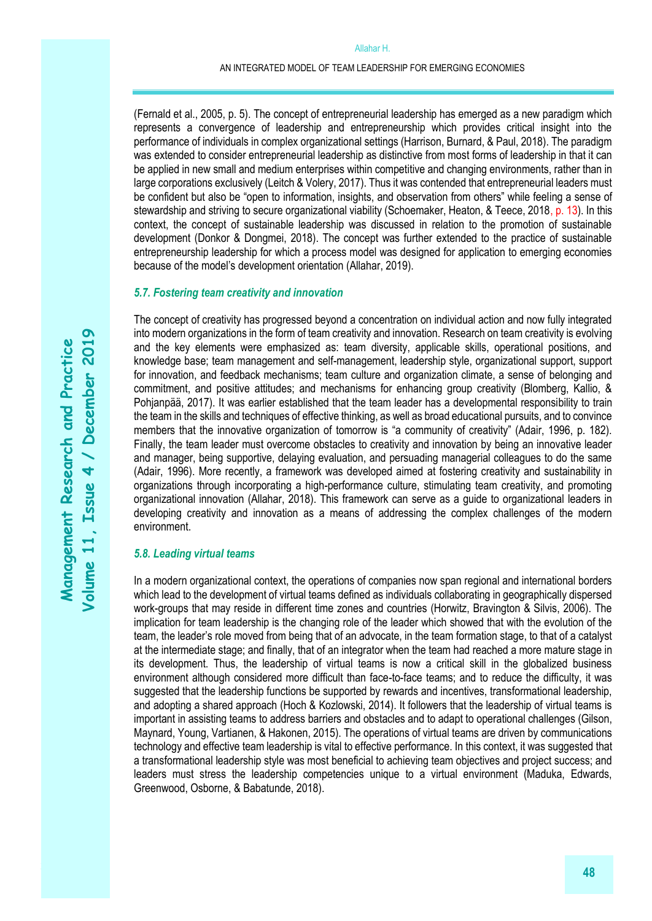(Fernald et al., 2005, p. 5). The concept of entrepreneurial leadership has emerged as a new paradigm which represents a convergence of leadership and entrepreneurship which provides critical insight into the performance of individuals in complex organizational settings (Harrison, Burnard, & Paul, 2018). The paradigm was extended to consider entrepreneurial leadership as distinctive from most forms of leadership in that it can be applied in new small and medium enterprises within competitive and changing environments, rather than in large corporations exclusively (Leitch & Volery, 2017). Thus it was contended that entrepreneurial leaders must be confident but also be "open to information, insights, and observation from others" while feeling a sense of stewardship and striving to secure organizational viability (Schoemaker, Heaton, & Teece, 2018, p. 13). In this context, the concept of sustainable leadership was discussed in relation to the promotion of sustainable development (Donkor & Dongmei, 2018). The concept was further extended to the practice of sustainable entrepreneurship leadership for which a process model was designed for application to emerging economies because of the model's development orientation (Allahar, 2019).

### *5.7. Fostering team creativity and innovation*

The concept of creativity has progressed beyond a concentration on individual action and now fully integrated into modern organizations in the form of team creativity and innovation. Research on team creativity is evolving and the key elements were emphasized as: team diversity, applicable skills, operational positions, and knowledge base; team management and self-management, leadership style, organizational support, support for innovation, and feedback mechanisms; team culture and organization climate, a sense of belonging and commitment, and positive attitudes; and mechanisms for enhancing group creativity (Blomberg, Kallio, & Pohjanpää, 2017). It was earlier established that the team leader has a developmental responsibility to train the team in the skills and techniques of effective thinking, as well as broad educational pursuits, and to convince members that the innovative organization of tomorrow is "a community of creativity" (Adair, 1996, p. 182). Finally, the team leader must overcome obstacles to creativity and innovation by being an innovative leader and manager, being supportive, delaying evaluation, and persuading managerial colleagues to do the same (Adair, 1996). More recently, a framework was developed aimed at fostering creativity and sustainability in organizations through incorporating a high-performance culture, stimulating team creativity, and promoting organizational innovation (Allahar, 2018). This framework can serve as a guide to organizational leaders in developing creativity and innovation as a means of addressing the complex challenges of the modern environment.

### *5.8. Leading virtual teams*

In a modern organizational context, the operations of companies now span regional and international borders which lead to the development of virtual teams defined as individuals collaborating in geographically dispersed work-groups that may reside in different time zones and countries (Horwitz, Bravington & Silvis, 2006). The implication for team leadership is the changing role of the leader which showed that with the evolution of the team, the leader's role moved from being that of an advocate, in the team formation stage, to that of a catalyst at the intermediate stage; and finally, that of an integrator when the team had reached a more mature stage in its development. Thus, the leadership of virtual teams is now a critical skill in the globalized business environment although considered more difficult than face-to-face teams; and to reduce the difficulty, it was suggested that the leadership functions be supported by rewards and incentives, transformational leadership, and adopting a shared approach (Hoch & Kozlowski, 2014). It followers that the leadership of virtual teams is important in assisting teams to address barriers and obstacles and to adapt to operational challenges (Gilson, Maynard, Young, Vartianen, & Hakonen, 2015). The operations of virtual teams are driven by communications technology and effective team leadership is vital to effective performance. In this context, it was suggested that a transformational leadership style was most beneficial to achieving team objectives and project success; and leaders must stress the leadership competencies unique to a virtual environment (Maduka, Edwards, Greenwood, Osborne, & Babatunde, 2018).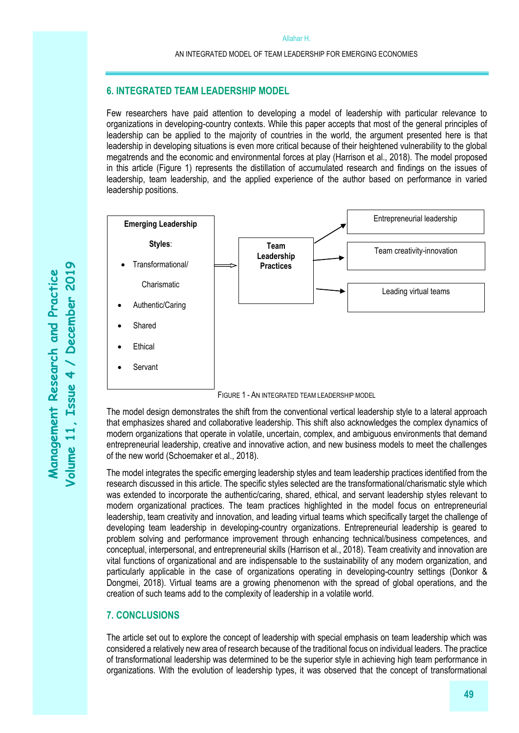## 6. INTEGRATED TEAM LEADERSHIP MODEL

Few researchers have paid attention to developing a model of leadership with particular relevance to organizations in developing-country contexts. While this paper accepts that most of the general principles of leadership can be applied to the majority of countries in the world, the argument presented here is that leadership in developing situations is even more critical because of their heightened vulnerability to the global megatrends and the economic and environmental forces at play (Harrison et al., 2018). The model proposed in this article (Figure 1) represents the distillation of accumulated research and findings on the issues of leadership, team leadership, and the applied experience of the author based on performance in varied leadership positions.

**Emerging Leadership Styles**:

- Transformational/ Charismatic
- Authentic/Caring
- Shared
- Ethical
- Servant

⇒ **Team Leadership Practices** →

- Entrepreneurial leadership
- Team creativity-innovation
- Leading virtual teams

FIGURE 1 - AN INTEGRATED TEAM LEADERSHIP MODEL

The model design demonstrates the shift from the conventional vertical leadership style to a lateral approach that emphasizes shared and collaborative leadership. This shift also acknowledges the complex dynamics of modern organizations that operate in volatile, uncertain, complex, and ambiguous environments that demand entrepreneurial leadership, creative and innovative action, and new business models to meet the challenges of the new world (Schoemaker et al., 2018).

The model integrates the specific emerging leadership styles and team leadership practices identified from the research discussed in this article. The specific styles selected are the transformational/charismatic style which was extended to incorporate the authentic/caring, shared, ethical, and servant leadership styles relevant to modern organizational practices. The team practices highlighted in the model focus on entrepreneurial leadership, team creativity and innovation, and leading virtual teams which specifically target the challenge of developing team leadership in developing-country organizations. Entrepreneurial leadership is geared to problem solving and performance improvement through enhancing technical/business competences, and conceptual, interpersonal, and entrepreneurial skills (Harrison et al., 2018). Team creativity and innovation are vital functions of organizational and are indispensable to the sustainability of any modern organization, and particularly applicable in the case of organizations operating in developing-country settings (Donkor & Dongmei, 2018). Virtual teams are a growing phenomenon with the spread of global operations, and the creation of such teams add to the complexity of leadership in a volatile world.

## 7. CONCLUSIONS

The article set out to explore the concept of leadership with special emphasis on team leadership which was considered a relatively new area of research because of the traditional focus on individual leaders. The practice of transformational leadership was determined to be the superior style in achieving high team performance in organizations. With the evolution of leadership types, it was observed that the concept of transformational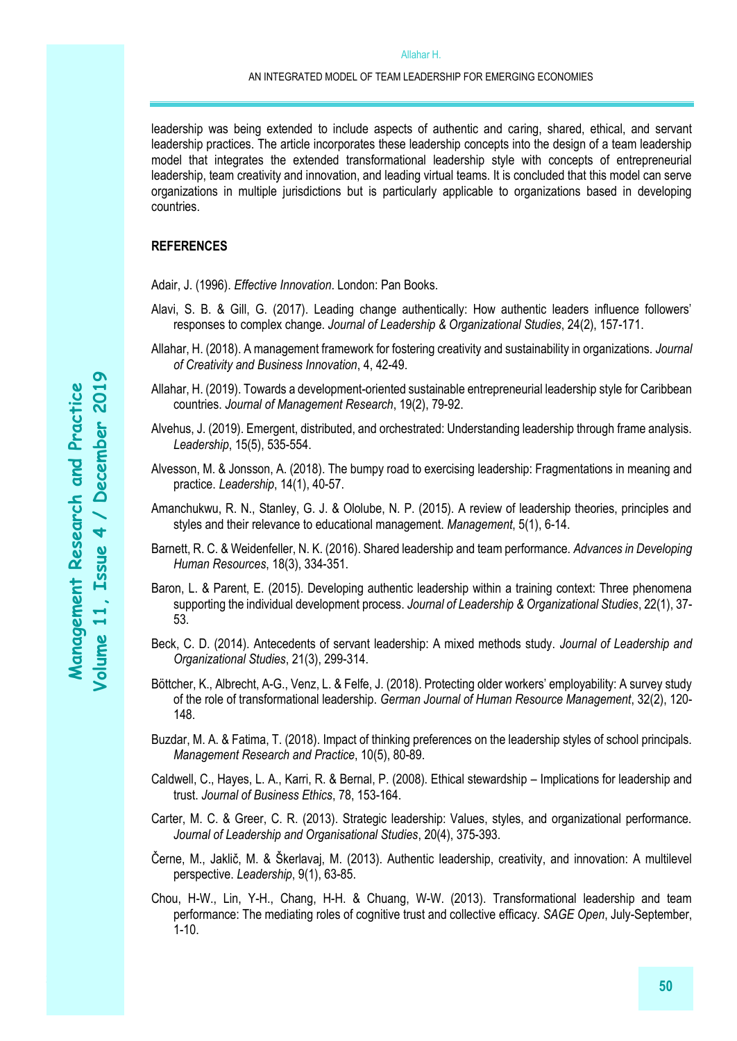leadership was being extended to include aspects of authentic and caring, shared, ethical, and servant leadership practices. The article incorporates these leadership concepts into the design of a team leadership model that integrates the extended transformational leadership style with concepts of entrepreneurial leadership, team creativity and innovation, and leading virtual teams. It is concluded that this model can serve organizations in multiple jurisdictions but is particularly applicable to organizations based in developing countries.

## REFERENCES

Adair, J. (1996). *Effective Innovation*. London: Pan Books.

Alavi, S. B. & Gill, G. (2017). Leading change authentically: How authentic leaders influence followers' responses to complex change. *Journal of Leadership & Organizational Studies*, 24(2), 157-171.

Allahar, H. (2018). A management framework for fostering creativity and sustainability in organizations. *Journal of Creativity and Business Innovation*, 4, 42-49.

Allahar, H. (2019). Towards a development-oriented sustainable entrepreneurial leadership style for Caribbean countries. *Journal of Management Research*, 19(2), 79-92.

Alvehus, J. (2019). Emergent, distributed, and orchestrated: Understanding leadership through frame analysis. *Leadership*, 15(5), 535-554.

Alvesson, M. & Jonsson, A. (2018). The bumpy road to exercising leadership: Fragmentations in meaning and practice. *Leadership*, 14(1), 40-57.

Amanchukwu, R. N., Stanley, G. J. & Ololube, N. P. (2015). A review of leadership theories, principles and styles and their relevance to educational management. *Management*, 5(1), 6-14.

Barnett, R. C. & Weidenfeller, N. K. (2016). Shared leadership and team performance. *Advances in Developing Human Resources*, 18(3), 334-351.

Baron, L. & Parent, E. (2015). Developing authentic leadership within a training context: Three phenomena supporting the individual development process. *Journal of Leadership & Organizational Studies*, 22(1), 37-53.

Beck, C. D. (2014). Antecedents of servant leadership: A mixed methods study. *Journal of Leadership and Organizational Studies*, 21(3), 299-314.

Böttcher, K., Albrecht, A-G., Venz, L. & Felfe, J. (2018). Protecting older workers' employability: A survey study of the role of transformational leadership. *German Journal of Human Resource Management*, 32(2), 120-148.

Buzdar, M. A. & Fatima, T. (2018). Impact of thinking preferences on the leadership styles of school principals. *Management Research and Practice*, 10(5), 80-89.

Caldwell, C., Hayes, L. A., Karri, R. & Bernal, P. (2008). Ethical stewardship – Implications for leadership and trust. *Journal of Business Ethics*, 78, 153-164.

Carter, M. C. & Greer, C. R. (2013). Strategic leadership: Values, styles, and organizational performance. *Journal of Leadership and Organisational Studies*, 20(4), 375-393.

Černe, M., Jaklič, M. & Škerlavaj, M. (2013). Authentic leadership, creativity, and innovation: A multilevel perspective. *Leadership*, 9(1), 63-85.

Chou, H-W., Lin, Y-H., Chang, H-H. & Chuang, W-W. (2013). Transformational leadership and team performance: The mediating roles of cognitive trust and collective efficacy. *SAGE Open*, July-September, 1-10.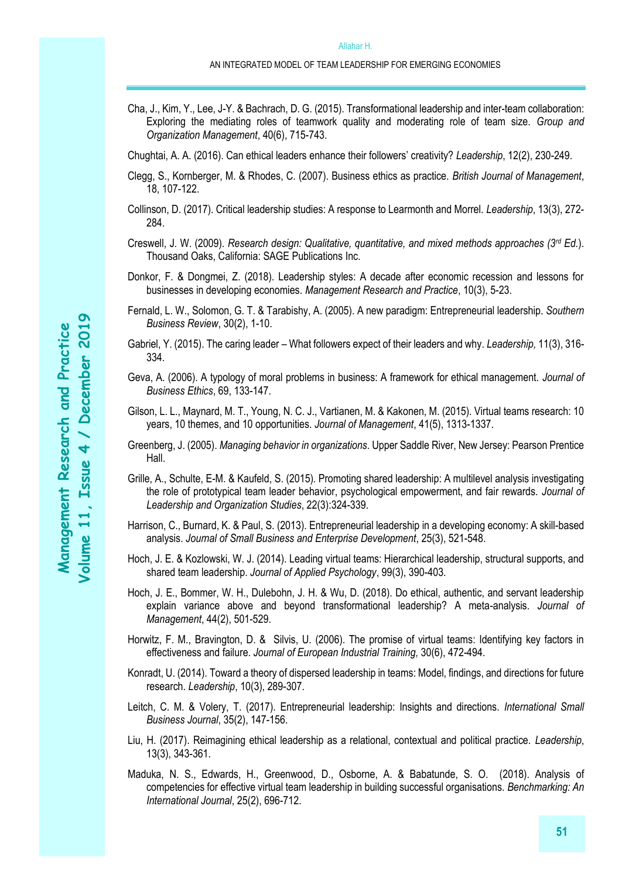Cha, J., Kim, Y., Lee, J-Y. & Bachrach, D. G. (2015). Transformational leadership and inter-team collaboration: Exploring the mediating roles of teamwork quality and moderating role of team size. *Group and Organization Management*, 40(6), 715-743.

Chughtai, A. A. (2016). Can ethical leaders enhance their followers' creativity? *Leadership*, 12(2), 230-249.

Clegg, S., Kornberger, M. & Rhodes, C. (2007). Business ethics as practice. *British Journal of Management*, 18, 107-122.

Collinson, D. (2017). Critical leadership studies: A response to Learmonth and Morrel. *Leadership*, 13(3), 272-284.

Creswell, J. W. (2009). *Research design: Qualitative, quantitative, and mixed methods approaches (3rd Ed.)*. Thousand Oaks, California: SAGE Publications Inc.

Donkor, F. & Dongmei, Z. (2018). Leadership styles: A decade after economic recession and lessons for businesses in developing economies. *Management Research and Practice*, 10(3), 5-23.

Fernald, L. W., Solomon, G. T. & Tarabishy, A. (2005). A new paradigm: Entrepreneurial leadership. *Southern Business Review*, 30(2), 1-10.

Gabriel, Y. (2015). The caring leader – What followers expect of their leaders and why. *Leadership,* 11(3), 316-334.

Geva, A. (2006). A typology of moral problems in business: A framework for ethical management. *Journal of Business Ethics*, 69, 133-147.

Gilson, L. L., Maynard, M. T., Young, N. C. J., Vartianen, M. & Kakonen, M. (2015). Virtual teams research: 10 years, 10 themes, and 10 opportunities. *Journal of Management*, 41(5), 1313-1337.

Greenberg, J. (2005). *Managing behavior in organizations*. Upper Saddle River, New Jersey: Pearson Prentice Hall.

Grille, A., Schulte, E-M. & Kaufeld, S. (2015). Promoting shared leadership: A multilevel analysis investigating the role of prototypical team leader behavior, psychological empowerment, and fair rewards. *Journal of Leadership and Organization Studies*, 22(3):324-339.

Harrison, C., Burnard, K. & Paul, S. (2013). Entrepreneurial leadership in a developing economy: A skill-based analysis. *Journal of Small Business and Enterprise Development*, 25(3), 521-548.

Hoch, J. E. & Kozlowski, W. J. (2014). Leading virtual teams: Hierarchical leadership, structural supports, and shared team leadership. *Journal of Applied Psychology*, 99(3), 390-403.

Hoch, J. E., Bommer, W. H., Dulebohn, J. H. & Wu, D. (2018). Do ethical, authentic, and servant leadership explain variance above and beyond transformational leadership? A meta-analysis. *Journal of Management*, 44(2), 501-529.

Horwitz, F. M., Bravington, D. & Silvis, U. (2006). The promise of virtual teams: Identifying key factors in effectiveness and failure. *Journal of European Industrial Training,* 30(6), 472-494.

Konradt, U. (2014). Toward a theory of dispersed leadership in teams: Model, findings, and directions for future research. *Leadership*, 10(3), 289-307.

Leitch, C. M. & Volery, T. (2017). Entrepreneurial leadership: Insights and directions. *International Small Business Journal*, 35(2), 147-156.

Liu, H. (2017). Reimagining ethical leadership as a relational, contextual and political practice. *Leadership*, 13(3), 343-361.

Maduka, N. S., Edwards, H., Greenwood, D., Osborne, A. & Babatunde, S. O. (2018). Analysis of competencies for effective virtual team leadership in building successful organisations. *Benchmarking: An International Journal*, 25(2), 696-712.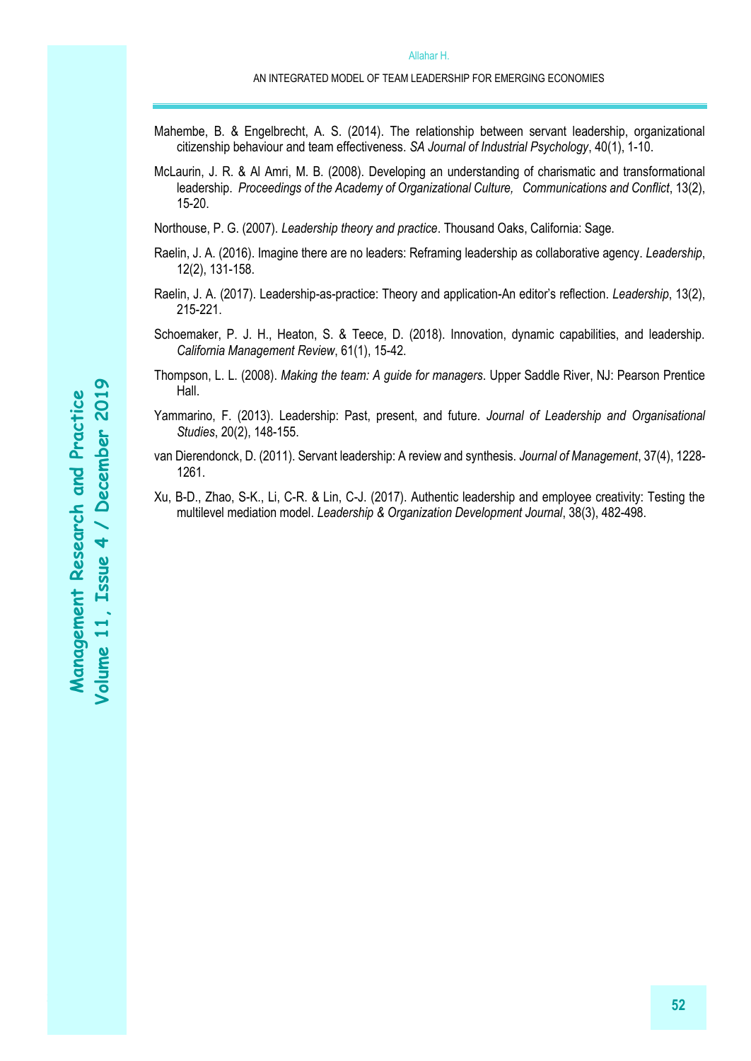Mahembe, B. & Engelbrecht, A. S. (2014). The relationship between servant leadership, organizational citizenship behaviour and team effectiveness. *SA Journal of Industrial Psychology*, 40(1), 1-10.

McLaurin, J. R. & Al Amri, M. B. (2008). Developing an understanding of charismatic and transformational leadership. *Proceedings of the Academy of Organizational Culture, Communications and Conflict*, 13(2), 15-20.

Northouse, P. G. (2007). *Leadership theory and practice*. Thousand Oaks, California: Sage.

Raelin, J. A. (2016). Imagine there are no leaders: Reframing leadership as collaborative agency. *Leadership*, 12(2), 131-158.

Raelin, J. A. (2017). Leadership-as-practice: Theory and application-An editor's reflection. *Leadership*, 13(2), 215-221.

Schoemaker, P. J. H., Heaton, S. & Teece, D. (2018). Innovation, dynamic capabilities, and leadership. *California Management Review*, 61(1), 15-42.

Thompson, L. L. (2008). *Making the team: A guide for managers*. Upper Saddle River, NJ: Pearson Prentice Hall.

Yammarino, F. (2013). Leadership: Past, present, and future. *Journal of Leadership and Organisational Studies*, 20(2), 148-155.

van Dierendonck, D. (2011). Servant leadership: A review and synthesis. *Journal of Management*, 37(4), 1228-1261.

Xu, B-D., Zhao, S-K., Li, C-R. & Lin, C-J. (2017). Authentic leadership and employee creativity: Testing the multilevel mediation model. *Leadership & Organization Development Journal*, 38(3), 482-498.